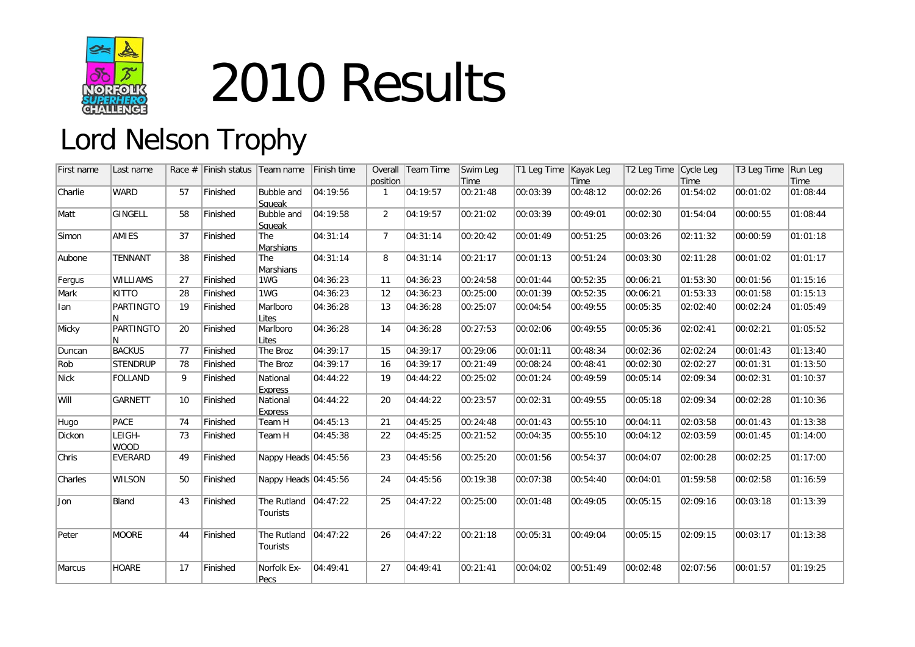# 2010 Results

## Lord Nelson Trophy

| First name | Last name | Race # | Finish status | Team name | Finish time | Overall position | Team Time | Swim Leg Time | T1 Leg Time | Kayak Leg Time | T2 Leg Time | Cycle Leg Time | T3 Leg Time | Run Leg Time |
|---|---|---|---|---|---|---|---|---|---|---|---|---|---|---|
| Charlie | WARD | 57 | Finished | Bubble and Squeak | 04:19:56 | 1 | 04:19:57 | 00:21:48 | 00:03:39 | 00:48:12 | 00:02:26 | 01:54:02 | 00:01:02 | 01:08:44 |
| Matt | GINGELL | 58 | Finished | Bubble and Squeak | 04:19:58 | 2 | 04:19:57 | 00:21:02 | 00:03:39 | 00:49:01 | 00:02:30 | 01:54:04 | 00:00:55 | 01:08:44 |
| Simon | AMIES | 37 | Finished | The Marshians | 04:31:14 | 7 | 04:31:14 | 00:20:42 | 00:01:49 | 00:51:25 | 00:03:26 | 02:11:32 | 00:00:59 | 01:01:18 |
| Aubone | TENNANT | 38 | Finished | The Marshians | 04:31:14 | 8 | 04:31:14 | 00:21:17 | 00:01:13 | 00:51:24 | 00:03:30 | 02:11:28 | 00:01:02 | 01:01:17 |
| Fergus | WILLIAMS | 27 | Finished | 1WG | 04:36:23 | 11 | 04:36:23 | 00:24:58 | 00:01:44 | 00:52:35 | 00:06:21 | 01:53:30 | 00:01:56 | 01:15:16 |
| Mark | KITTO | 28 | Finished | 1WG | 04:36:23 | 12 | 04:36:23 | 00:25:00 | 00:01:39 | 00:52:35 | 00:06:21 | 01:53:33 | 00:01:58 | 01:15:13 |
| Ian | PARTINGTON | 19 | Finished | Marlboro Lites | 04:36:28 | 13 | 04:36:28 | 00:25:07 | 00:04:54 | 00:49:55 | 00:05:35 | 02:02:40 | 00:02:24 | 01:05:49 |
| Micky | PARTINGTON | 20 | Finished | Marlboro Lites | 04:36:28 | 14 | 04:36:28 | 00:27:53 | 00:02:06 | 00:49:55 | 00:05:36 | 02:02:41 | 00:02:21 | 01:05:52 |
| Duncan | BACKUS | 77 | Finished | The Broz | 04:39:17 | 15 | 04:39:17 | 00:29:06 | 00:01:11 | 00:48:34 | 00:02:36 | 02:02:24 | 00:01:43 | 01:13:40 |
| Rob | STENDRUP | 78 | Finished | The Broz | 04:39:17 | 16 | 04:39:17 | 00:21:49 | 00:08:24 | 00:48:41 | 00:02:30 | 02:02:27 | 00:01:31 | 01:13:50 |
| Nick | FOLLAND | 9 | Finished | National Express | 04:44:22 | 19 | 04:44:22 | 00:25:02 | 00:01:24 | 00:49:59 | 00:05:14 | 02:09:34 | 00:02:31 | 01:10:37 |
| Will | GARNETT | 10 | Finished | National Express | 04:44:22 | 20 | 04:44:22 | 00:23:57 | 00:02:31 | 00:49:55 | 00:05:18 | 02:09:34 | 00:02:28 | 01:10:36 |
| Hugo | PACE | 74 | Finished | Team H | 04:45:13 | 21 | 04:45:25 | 00:24:48 | 00:01:43 | 00:55:10 | 00:04:11 | 02:03:58 | 00:01:43 | 01:13:38 |
| Dickon | LEIGH-WOOD | 73 | Finished | Team H | 04:45:38 | 22 | 04:45:25 | 00:21:52 | 00:04:35 | 00:55:10 | 00:04:12 | 02:03:59 | 00:01:45 | 01:14:00 |
| Chris | EVERARD | 49 | Finished | Nappy Heads | 04:45:56 | 23 | 04:45:56 | 00:25:20 | 00:01:56 | 00:54:37 | 00:04:07 | 02:00:28 | 00:02:25 | 01:17:00 |
| Charles | WILSON | 50 | Finished | Nappy Heads | 04:45:56 | 24 | 04:45:56 | 00:19:38 | 00:07:38 | 00:54:40 | 00:04:01 | 01:59:58 | 00:02:58 | 01:16:59 |
| Jon | Bland | 43 | Finished | The Rutland Tourists | 04:47:22 | 25 | 04:47:22 | 00:25:00 | 00:01:48 | 00:49:05 | 00:05:15 | 02:09:16 | 00:03:18 | 01:13:39 |
| Peter | MOORE | 44 | Finished | The Rutland Tourists | 04:47:22 | 26 | 04:47:22 | 00:21:18 | 00:05:31 | 00:49:04 | 00:05:15 | 02:09:15 | 00:03:17 | 01:13:38 |
| Marcus | HOARE | 17 | Finished | Norfolk Ex-Pecs | 04:49:41 | 27 | 04:49:41 | 00:21:41 | 00:04:02 | 00:51:49 | 00:02:48 | 02:07:56 | 00:01:57 | 01:19:25 |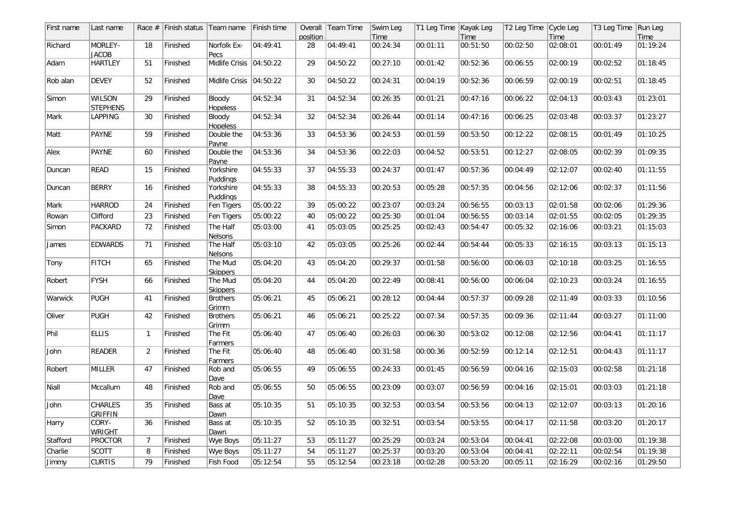| First name | Last name | Race # | Finish status | Team name | Finish time | Overall position | Team Time | Swim Leg Time | T1 Leg Time | Kayak Leg Time | T2 Leg Time | Cycle Leg Time | T3 Leg Time | Run Leg Time |
|---|---|---|---|---|---|---|---|---|---|---|---|---|---|---|
| Richard | MORLEY-JACOB | 18 | Finished | Norfolk Ex-Pecs | 04:49:41 | 28 | 04:49:41 | 00:24:34 | 00:01:11 | 00:51:50 | 00:02:50 | 02:08:01 | 00:01:49 | 01:19:24 |
| Adam | HARTLEY | 51 | Finished | Midlife Crisis | 04:50:22 | 29 | 04:50:22 | 00:27:10 | 00:01:42 | 00:52:36 | 00:06:55 | 02:00:19 | 00:02:52 | 01:18:45 |
| Rob alan | DEVEY | 52 | Finished | Midlife Crisis | 04:50:22 | 30 | 04:50:22 | 00:24:31 | 00:04:19 | 00:52:36 | 00:06:59 | 02:00:19 | 00:02:51 | 01:18:45 |
| Simon | WILSON STEPHENS | 29 | Finished | Bloody Hopeless | 04:52:34 | 31 | 04:52:34 | 00:26:35 | 00:01:21 | 00:47:16 | 00:06:22 | 02:04:13 | 00:03:43 | 01:23:01 |
| Mark | LAPPING | 30 | Finished | Bloody Hopeless | 04:52:34 | 32 | 04:52:34 | 00:26:44 | 00:01:14 | 00:47:16 | 00:06:25 | 02:03:48 | 00:03:37 | 01:23:27 |
| Matt | PAYNE | 59 | Finished | Double the Payne | 04:53:36 | 33 | 04:53:36 | 00:24:53 | 00:01:59 | 00:53:50 | 00:12:22 | 02:08:15 | 00:01:49 | 01:10:25 |
| Alex | PAYNE | 60 | Finished | Double the Payne | 04:53:36 | 34 | 04:53:36 | 00:22:03 | 00:04:52 | 00:53:51 | 00:12:27 | 02:08:05 | 00:02:39 | 01:09:35 |
| Duncan | READ | 15 | Finished | Yorkshire Puddings | 04:55:33 | 37 | 04:55:33 | 00:24:37 | 00:01:47 | 00:57:36 | 00:04:49 | 02:12:07 | 00:02:40 | 01:11:55 |
| Duncan | BERRY | 16 | Finished | Yorkshire Puddings | 04:55:33 | 38 | 04:55:33 | 00:20:53 | 00:05:28 | 00:57:35 | 00:04:56 | 02:12:06 | 00:02:37 | 01:11:56 |
| Mark | HARROD | 24 | Finished | Fen Tigers | 05:00:22 | 39 | 05:00:22 | 00:23:07 | 00:03:24 | 00:56:55 | 00:03:13 | 02:01:58 | 00:02:06 | 01:29:36 |
| Rowan | Clifford | 23 | Finished | Fen Tigers | 05:00:22 | 40 | 05:00:22 | 00:25:30 | 00:01:04 | 00:56:55 | 00:03:14 | 02:01:55 | 00:02:05 | 01:29:35 |
| Simon | PACKARD | 72 | Finished | The Half Nelsons | 05:03:00 | 41 | 05:03:05 | 00:25:25 | 00:02:43 | 00:54:47 | 00:05:32 | 02:16:06 | 00:03:21 | 01:15:03 |
| James | EDWARDS | 71 | Finished | The Half Nelsons | 05:03:10 | 42 | 05:03:05 | 00:25:26 | 00:02:44 | 00:54:44 | 00:05:33 | 02:16:15 | 00:03:13 | 01:15:13 |
| Tony | FITCH | 65 | Finished | The Mud Skippers | 05:04:20 | 43 | 05:04:20 | 00:29:37 | 00:01:58 | 00:56:00 | 00:06:03 | 02:10:18 | 00:03:25 | 01:16:55 |
| Robert | FYSH | 66 | Finished | The Mud Skippers | 05:04:20 | 44 | 05:04:20 | 00:22:49 | 00:08:41 | 00:56:00 | 00:06:04 | 02:10:23 | 00:03:24 | 01:16:55 |
| Warwick | PUGH | 41 | Finished | Brothers Grimm | 05:06:21 | 45 | 05:06:21 | 00:28:12 | 00:04:44 | 00:57:37 | 00:09:28 | 02:11:49 | 00:03:33 | 01:10:56 |
| Oliver | PUGH | 42 | Finished | Brothers Grimm | 05:06:21 | 46 | 05:06:21 | 00:25:22 | 00:07:34 | 00:57:35 | 00:09:36 | 02:11:44 | 00:03:27 | 01:11:00 |
| Phil | ELLIS | 1 | Finished | The Fit Farmers | 05:06:40 | 47 | 05:06:40 | 00:26:03 | 00:06:30 | 00:53:02 | 00:12:08 | 02:12:56 | 00:04:41 | 01:11:17 |
| John | READER | 2 | Finished | The Fit Farmers | 05:06:40 | 48 | 05:06:40 | 00:31:58 | 00:00:36 | 00:52:59 | 00:12:14 | 02:12:51 | 00:04:43 | 01:11:17 |
| Robert | MILLER | 47 | Finished | Rob and Dave | 05:06:55 | 49 | 05:06:55 | 00:24:33 | 00:01:45 | 00:56:59 | 00:04:16 | 02:15:03 | 00:02:58 | 01:21:18 |
| Niall | Mccallum | 48 | Finished | Rob and Dave | 05:06:55 | 50 | 05:06:55 | 00:23:09 | 00:03:07 | 00:56:59 | 00:04:16 | 02:15:01 | 00:03:03 | 01:21:18 |
| John | CHARLES GRIFFIN | 35 | Finished | Bass at Dawn | 05:10:35 | 51 | 05:10:35 | 00:32:53 | 00:03:54 | 00:53:56 | 00:04:13 | 02:12:07 | 00:03:13 | 01:20:16 |
| Harry | CORY-WRIGHT | 36 | Finished | Bass at Dawn | 05:10:35 | 52 | 05:10:35 | 00:32:51 | 00:03:54 | 00:53:55 | 00:04:17 | 02:11:58 | 00:03:20 | 01:20:17 |
| Stafford | PROCTOR | 7 | Finished | Wye Boys | 05:11:27 | 53 | 05:11:27 | 00:25:29 | 00:03:24 | 00:53:04 | 00:04:41 | 02:22:08 | 00:03:00 | 01:19:38 |
| Charlie | SCOTT | 8 | Finished | Wye Boys | 05:11:27 | 54 | 05:11:27 | 00:25:37 | 00:03:20 | 00:53:04 | 00:04:41 | 02:22:11 | 00:02:54 | 01:19:38 |
| Jimmy | CURTIS | 79 | Finished | Fish Food | 05:12:54 | 55 | 05:12:54 | 00:23:18 | 00:02:28 | 00:53:20 | 00:05:11 | 02:16:29 | 00:02:16 | 01:29:50 |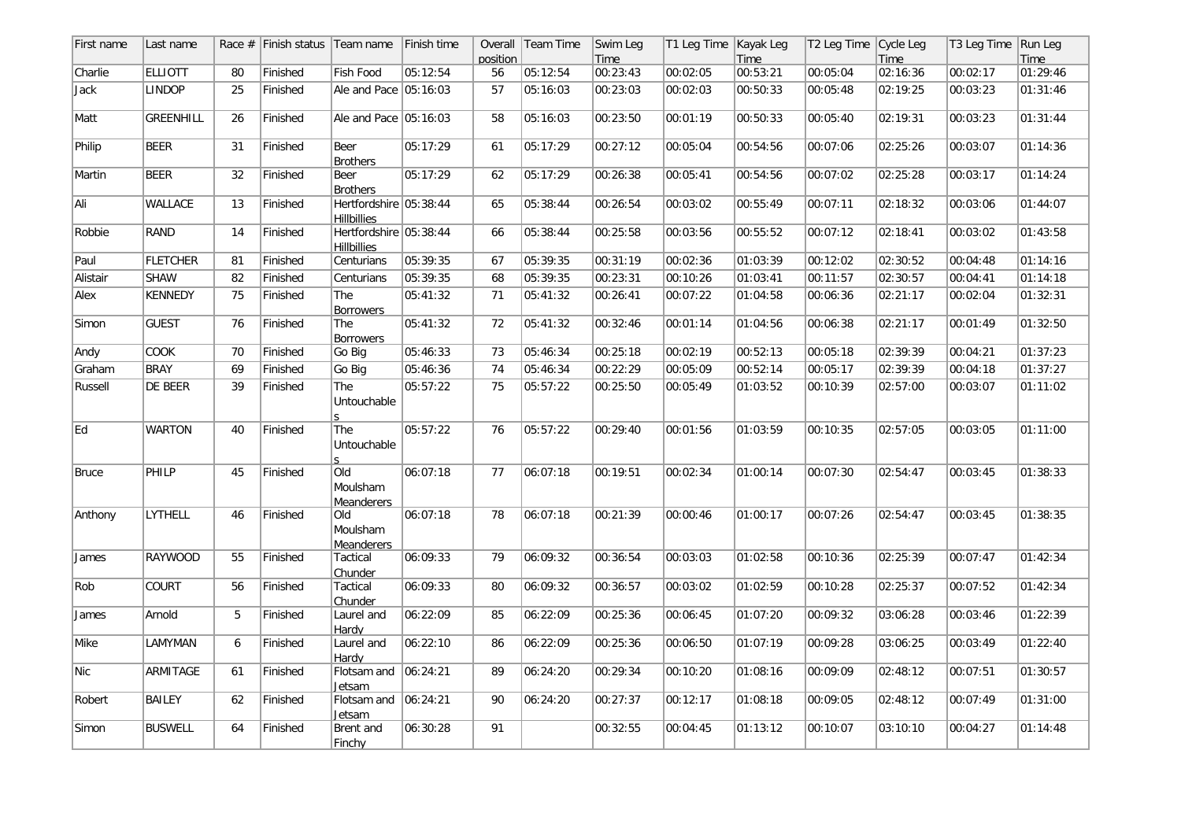| First name | Last name | Race # | Finish status | Team name | Finish time | Overall position | Team Time | Swim Leg Time | T1 Leg Time | Kayak Leg Time | T2 Leg Time | Cycle Leg Time | T3 Leg Time | Run Leg Time |
|---|---|---|---|---|---|---|---|---|---|---|---|---|---|---|
| Charlie | ELLIOTT | 80 | Finished | Fish Food | 05:12:54 | 56 | 05:12:54 | 00:23:43 | 00:02:05 | 00:53:21 | 00:05:04 | 02:16:36 | 00:02:17 | 01:29:46 |
| Jack | LINDOP | 25 | Finished | Ale and Pace | 05:16:03 | 57 | 05:16:03 | 00:23:03 | 00:02:03 | 00:50:33 | 00:05:48 | 02:19:25 | 00:03:23 | 01:31:46 |
| Matt | GREENHILL | 26 | Finished | Ale and Pace | 05:16:03 | 58 | 05:16:03 | 00:23:50 | 00:01:19 | 00:50:33 | 00:05:40 | 02:19:31 | 00:03:23 | 01:31:44 |
| Philip | BEER | 31 | Finished | Beer Brothers | 05:17:29 | 61 | 05:17:29 | 00:27:12 | 00:05:04 | 00:54:56 | 00:07:06 | 02:25:26 | 00:03:07 | 01:14:36 |
| Martin | BEER | 32 | Finished | Beer Brothers | 05:17:29 | 62 | 05:17:29 | 00:26:38 | 00:05:41 | 00:54:56 | 00:07:02 | 02:25:28 | 00:03:17 | 01:14:24 |
| Ali | WALLACE | 13 | Finished | Hertfordshire Hillbillies | 05:38:44 | 65 | 05:38:44 | 00:26:54 | 00:03:02 | 00:55:49 | 00:07:11 | 02:18:32 | 00:03:06 | 01:44:07 |
| Robbie | RAND | 14 | Finished | Hertfordshire Hillbillies | 05:38:44 | 66 | 05:38:44 | 00:25:58 | 00:03:56 | 00:55:52 | 00:07:12 | 02:18:41 | 00:03:02 | 01:43:58 |
| Paul | FLETCHER | 81 | Finished | Centurians | 05:39:35 | 67 | 05:39:35 | 00:31:19 | 00:02:36 | 01:03:39 | 00:12:02 | 02:30:52 | 00:04:48 | 01:14:16 |
| Alistair | SHAW | 82 | Finished | Centurians | 05:39:35 | 68 | 05:39:35 | 00:23:31 | 00:10:26 | 01:03:41 | 00:11:57 | 02:30:57 | 00:04:41 | 01:14:18 |
| Alex | KENNEDY | 75 | Finished | The Borrowers | 05:41:32 | 71 | 05:41:32 | 00:26:41 | 00:07:22 | 01:04:58 | 00:06:36 | 02:21:17 | 00:02:04 | 01:32:31 |
| Simon | GUEST | 76 | Finished | The Borrowers | 05:41:32 | 72 | 05:41:32 | 00:32:46 | 00:01:14 | 01:04:56 | 00:06:38 | 02:21:17 | 00:01:49 | 01:32:50 |
| Andy | COOK | 70 | Finished | Go Big | 05:46:33 | 73 | 05:46:34 | 00:25:18 | 00:02:19 | 00:52:13 | 00:05:18 | 02:39:39 | 00:04:21 | 01:37:23 |
| Graham | BRAY | 69 | Finished | Go Big | 05:46:36 | 74 | 05:46:34 | 00:22:29 | 00:05:09 | 00:52:14 | 00:05:17 | 02:39:39 | 00:04:18 | 01:37:27 |
| Russell | DE BEER | 39 | Finished | The Untouchables | 05:57:22 | 75 | 05:57:22 | 00:25:50 | 00:05:49 | 01:03:52 | 00:10:39 | 02:57:00 | 00:03:07 | 01:11:02 |
| Ed | WARTON | 40 | Finished | The Untouchables | 05:57:22 | 76 | 05:57:22 | 00:29:40 | 00:01:56 | 01:03:59 | 00:10:35 | 02:57:05 | 00:03:05 | 01:11:00 |
| Bruce | PHILP | 45 | Finished | Old Moulsham Meanderers | 06:07:18 | 77 | 06:07:18 | 00:19:51 | 00:02:34 | 01:00:14 | 00:07:30 | 02:54:47 | 00:03:45 | 01:38:33 |
| Anthony | LYTHELL | 46 | Finished | Old Moulsham Meanderers | 06:07:18 | 78 | 06:07:18 | 00:21:39 | 00:00:46 | 01:00:17 | 00:07:26 | 02:54:47 | 00:03:45 | 01:38:35 |
| James | RAYWOOD | 55 | Finished | Tactical Chunder | 06:09:33 | 79 | 06:09:32 | 00:36:54 | 00:03:03 | 01:02:58 | 00:10:36 | 02:25:39 | 00:07:47 | 01:42:34 |
| Rob | COURT | 56 | Finished | Tactical Chunder | 06:09:33 | 80 | 06:09:32 | 00:36:57 | 00:03:02 | 01:02:59 | 00:10:28 | 02:25:37 | 00:07:52 | 01:42:34 |
| James | Arnold | 5 | Finished | Laurel and Hardy | 06:22:09 | 85 | 06:22:09 | 00:25:36 | 00:06:45 | 01:07:20 | 00:09:32 | 03:06:28 | 00:03:46 | 01:22:39 |
| Mike | LAMYMAN | 6 | Finished | Laurel and Hardy | 06:22:10 | 86 | 06:22:09 | 00:25:36 | 00:06:50 | 01:07:19 | 00:09:28 | 03:06:25 | 00:03:49 | 01:22:40 |
| Nic | ARMITAGE | 61 | Finished | Flotsam and Jetsam | 06:24:21 | 89 | 06:24:20 | 00:29:34 | 00:10:20 | 01:08:16 | 00:09:09 | 02:48:12 | 00:07:51 | 01:30:57 |
| Robert | BAILEY | 62 | Finished | Flotsam and Jetsam | 06:24:21 | 90 | 06:24:20 | 00:27:37 | 00:12:17 | 01:08:18 | 00:09:05 | 02:48:12 | 00:07:49 | 01:31:00 |
| Simon | BUSWELL | 64 | Finished | Brent and Finchy | 06:30:28 | 91 | | 00:32:55 | 00:04:45 | 01:13:12 | 00:10:07 | 03:10:10 | 00:04:27 | 01:14:48 |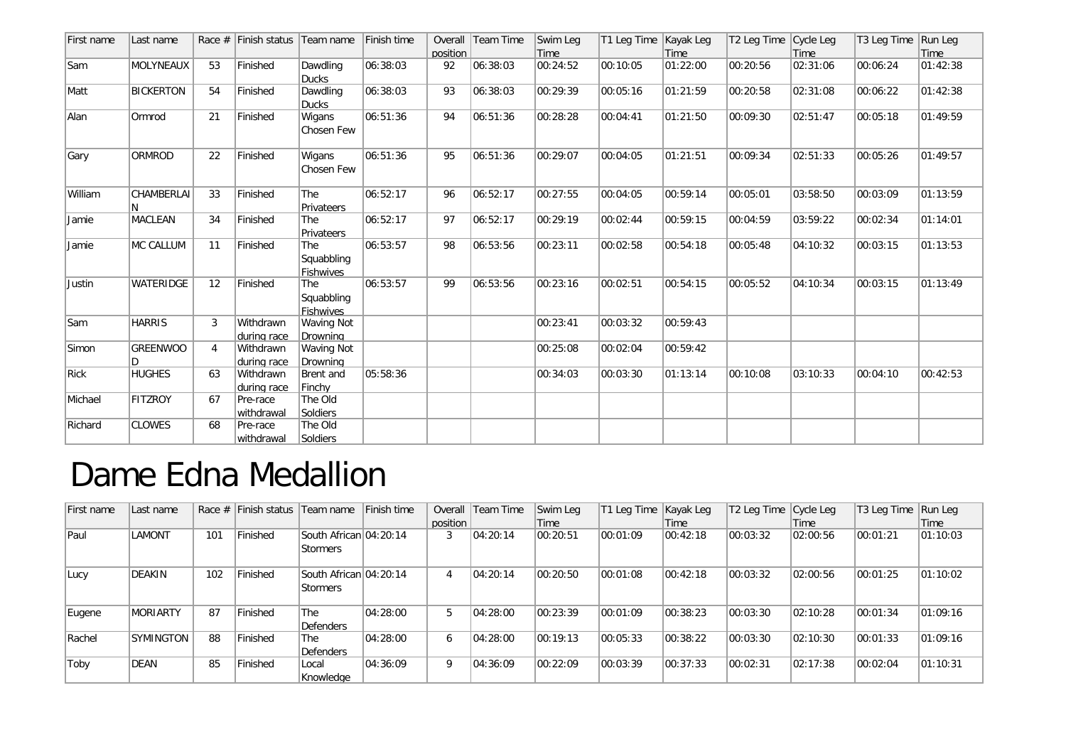| First name | Last name | Race # | Finish status | Team name | Finish time | Overall position | Team Time | Swim Leg Time | T1 Leg Time | Kayak Leg Time | T2 Leg Time | Cycle Leg Time | T3 Leg Time | Run Leg Time |
|---|---|---|---|---|---|---|---|---|---|---|---|---|---|---|
| Sam | MOLYNEAUX | 53 | Finished | Dawdling Ducks | 06:38:03 | 92 | 06:38:03 | 00:24:52 | 00:10:05 | 01:22:00 | 00:20:56 | 02:31:06 | 00:06:24 | 01:42:38 |
| Matt | BICKERTON | 54 | Finished | Dawdling Ducks | 06:38:03 | 93 | 06:38:03 | 00:29:39 | 00:05:16 | 01:21:59 | 00:20:58 | 02:31:08 | 00:06:22 | 01:42:38 |
| Alan | Ormrod | 21 | Finished | Wigans Chosen Few | 06:51:36 | 94 | 06:51:36 | 00:28:28 | 00:04:41 | 01:21:50 | 00:09:30 | 02:51:47 | 00:05:18 | 01:49:59 |
| Gary | ORMROD | 22 | Finished | Wigans Chosen Few | 06:51:36 | 95 | 06:51:36 | 00:29:07 | 00:04:05 | 01:21:51 | 00:09:34 | 02:51:33 | 00:05:26 | 01:49:57 |
| William | CHAMBERLAIN | 33 | Finished | The Privateers | 06:52:17 | 96 | 06:52:17 | 00:27:55 | 00:04:05 | 00:59:14 | 00:05:01 | 03:58:50 | 00:03:09 | 01:13:59 |
| Jamie | MACLEAN | 34 | Finished | The Privateers | 06:52:17 | 97 | 06:52:17 | 00:29:19 | 00:02:44 | 00:59:15 | 00:04:59 | 03:59:22 | 00:02:34 | 01:14:01 |
| Jamie | MC CALLUM | 11 | Finished | The Squabbling Fishwives | 06:53:57 | 98 | 06:53:56 | 00:23:11 | 00:02:58 | 00:54:18 | 00:05:48 | 04:10:32 | 00:03:15 | 01:13:53 |
| Justin | WATERIDGE | 12 | Finished | The Squabbling Fishwives | 06:53:57 | 99 | 06:53:56 | 00:23:16 | 00:02:51 | 00:54:15 | 00:05:52 | 04:10:34 | 00:03:15 | 01:13:49 |
| Sam | HARRIS | 3 | Withdrawn during race | Waving Not Drowning | | | | 00:23:41 | 00:03:32 | 00:59:43 | | | | |
| Simon | GREENWOOD | 4 | Withdrawn during race | Waving Not Drowning | | | | 00:25:08 | 00:02:04 | 00:59:42 | | | | |
| Rick | HUGHES | 63 | Withdrawn during race | Brent and Finchy | 05:58:36 | | | 00:34:03 | 00:03:30 | 01:13:14 | 00:10:08 | 03:10:33 | 00:04:10 | 00:42:53 |
| Michael | FITZROY | 67 | Pre-race withdrawal | The Old Soldiers | | | | | | | | | | |
| Richard | CLOWES | 68 | Pre-race withdrawal | The Old Soldiers | | | | | | | | | | |

# Dame Edna Medallion

| First name | Last name | Race # | Finish status | Team name | Finish time | Overall position | Team Time | Swim Leg Time | T1 Leg Time | Kayak Leg Time | T2 Leg Time | Cycle Leg Time | T3 Leg Time | Run Leg Time |
|---|---|---|---|---|---|---|---|---|---|---|---|---|---|---|
| Paul | LAMONT | 101 | Finished | South African Stormers | 04:20:14 | 3 | 04:20:14 | 00:20:51 | 00:01:09 | 00:42:18 | 00:03:32 | 02:00:56 | 00:01:21 | 01:10:03 |
| Lucy | DEAKIN | 102 | Finished | South African Stormers | 04:20:14 | 4 | 04:20:14 | 00:20:50 | 00:01:08 | 00:42:18 | 00:03:32 | 02:00:56 | 00:01:25 | 01:10:02 |
| Eugene | MORIARTY | 87 | Finished | The Defenders | 04:28:00 | 5 | 04:28:00 | 00:23:39 | 00:01:09 | 00:38:23 | 00:03:30 | 02:10:28 | 00:01:34 | 01:09:16 |
| Rachel | SYMINGTON | 88 | Finished | The Defenders | 04:28:00 | 6 | 04:28:00 | 00:19:13 | 00:05:33 | 00:38:22 | 00:03:30 | 02:10:30 | 00:01:33 | 01:09:16 |
| Toby | DEAN | 85 | Finished | Local Knowledge | 04:36:09 | 9 | 04:36:09 | 00:22:09 | 00:03:39 | 00:37:33 | 00:02:31 | 02:17:38 | 00:02:04 | 01:10:31 |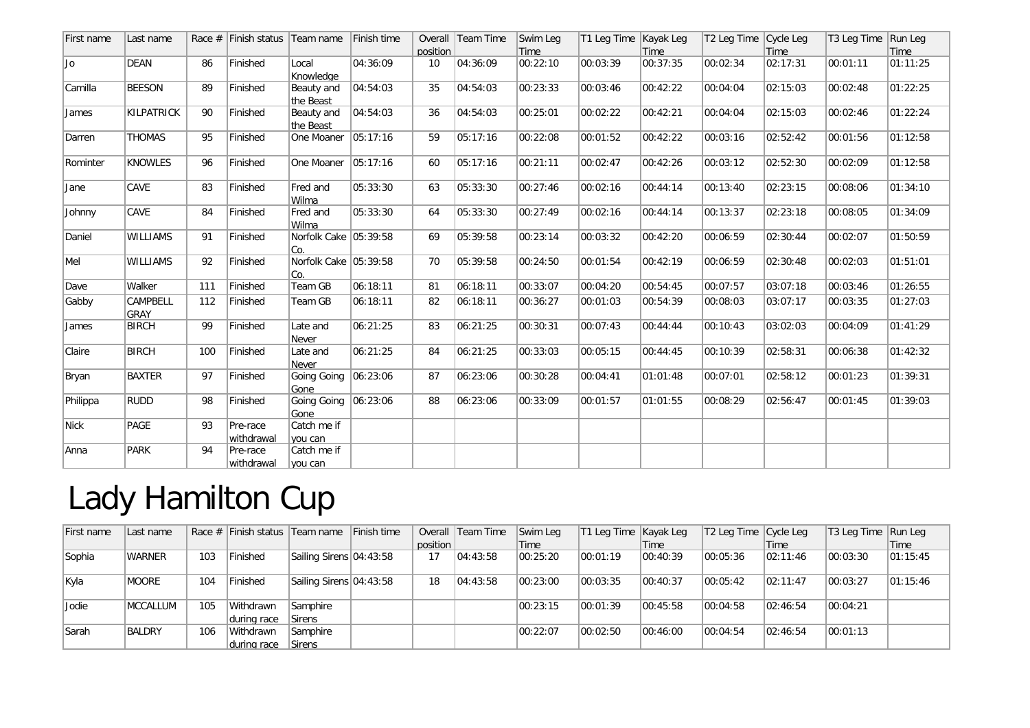| First name | Last name | Race # | Finish status | Team name | Finish time | Overall position | Team Time | Swim Leg Time | T1 Leg Time | Kayak Leg Time | T2 Leg Time | Cycle Leg Time | T3 Leg Time | Run Leg Time |
|---|---|---|---|---|---|---|---|---|---|---|---|---|---|---|
| Jo | DEAN | 86 | Finished | Local Knowledge | 04:36:09 | 10 | 04:36:09 | 00:22:10 | 00:03:39 | 00:37:35 | 00:02:34 | 02:17:31 | 00:01:11 | 01:11:25 |
| Camilla | BEESON | 89 | Finished | Beauty and the Beast | 04:54:03 | 35 | 04:54:03 | 00:23:33 | 00:03:46 | 00:42:22 | 00:04:04 | 02:15:03 | 00:02:48 | 01:22:25 |
| James | KILPATRICK | 90 | Finished | Beauty and the Beast | 04:54:03 | 36 | 04:54:03 | 00:25:01 | 00:02:22 | 00:42:21 | 00:04:04 | 02:15:03 | 00:02:46 | 01:22:24 |
| Darren | THOMAS | 95 | Finished | One Moaner | 05:17:16 | 59 | 05:17:16 | 00:22:08 | 00:01:52 | 00:42:22 | 00:03:16 | 02:52:42 | 00:01:56 | 01:12:58 |
| Rominter | KNOWLES | 96 | Finished | One Moaner | 05:17:16 | 60 | 05:17:16 | 00:21:11 | 00:02:47 | 00:42:26 | 00:03:12 | 02:52:30 | 00:02:09 | 01:12:58 |
| Jane | CAVE | 83 | Finished | Fred and Wilma | 05:33:30 | 63 | 05:33:30 | 00:27:46 | 00:02:16 | 00:44:14 | 00:13:40 | 02:23:15 | 00:08:06 | 01:34:10 |
| Johnny | CAVE | 84 | Finished | Fred and Wilma | 05:33:30 | 64 | 05:33:30 | 00:27:49 | 00:02:16 | 00:44:14 | 00:13:37 | 02:23:18 | 00:08:05 | 01:34:09 |
| Daniel | WILLIAMS | 91 | Finished | Norfolk Cake Co. | 05:39:58 | 69 | 05:39:58 | 00:23:14 | 00:03:32 | 00:42:20 | 00:06:59 | 02:30:44 | 00:02:07 | 01:50:59 |
| Mel | WILLIAMS | 92 | Finished | Norfolk Cake Co. | 05:39:58 | 70 | 05:39:58 | 00:24:50 | 00:01:54 | 00:42:19 | 00:06:59 | 02:30:48 | 00:02:03 | 01:51:01 |
| Dave | Walker | 111 | Finished | Team GB | 06:18:11 | 81 | 06:18:11 | 00:33:07 | 00:04:20 | 00:54:45 | 00:07:57 | 03:07:18 | 00:03:46 | 01:26:55 |
| Gabby | CAMPBELL GRAY | 112 | Finished | Team GB | 06:18:11 | 82 | 06:18:11 | 00:36:27 | 00:01:03 | 00:54:39 | 00:08:03 | 03:07:17 | 00:03:35 | 01:27:03 |
| James | BIRCH | 99 | Finished | Late and Never | 06:21:25 | 83 | 06:21:25 | 00:30:31 | 00:07:43 | 00:44:44 | 00:10:43 | 03:02:03 | 00:04:09 | 01:41:29 |
| Claire | BIRCH | 100 | Finished | Late and Never | 06:21:25 | 84 | 06:21:25 | 00:33:03 | 00:05:15 | 00:44:45 | 00:10:39 | 02:58:31 | 00:06:38 | 01:42:32 |
| Bryan | BAXTER | 97 | Finished | Going Going Gone | 06:23:06 | 87 | 06:23:06 | 00:30:28 | 00:04:41 | 01:01:48 | 00:07:01 | 02:58:12 | 00:01:23 | 01:39:31 |
| Philippa | RUDD | 98 | Finished | Going Going Gone | 06:23:06 | 88 | 06:23:06 | 00:33:09 | 00:01:57 | 01:01:55 | 00:08:29 | 02:56:47 | 00:01:45 | 01:39:03 |
| Nick | PAGE | 93 | Pre-race withdrawal | Catch me if you can | | | | | | | | | | |
| Anna | PARK | 94 | Pre-race withdrawal | Catch me if you can | | | | | | | | | | |

# Lady Hamilton Cup

| First name | Last name | Race # | Finish status | Team name | Finish time | Overall position | Team Time | Swim Leg Time | T1 Leg Time | Kayak Leg Time | T2 Leg Time | Cycle Leg Time | T3 Leg Time | Run Leg Time |
|---|---|---|---|---|---|---|---|---|---|---|---|---|---|---|
| Sophia | WARNER | 103 | Finished | Sailing Sirens | 04:43:58 | 17 | 04:43:58 | 00:25:20 | 00:01:19 | 00:40:39 | 00:05:36 | 02:11:46 | 00:03:30 | 01:15:45 |
| Kyla | MOORE | 104 | Finished | Sailing Sirens | 04:43:58 | 18 | 04:43:58 | 00:23:00 | 00:03:35 | 00:40:37 | 00:05:42 | 02:11:47 | 00:03:27 | 01:15:46 |
| Jodie | MCCALLUM | 105 | Withdrawn during race | Samphire Sirens | | | | 00:23:15 | 00:01:39 | 00:45:58 | 00:04:58 | 02:46:54 | 00:04:21 | |
| Sarah | BALDRY | 106 | Withdrawn during race | Samphire Sirens | | | | 00:22:07 | 00:02:50 | 00:46:00 | 00:04:54 | 02:46:54 | 00:01:13 | |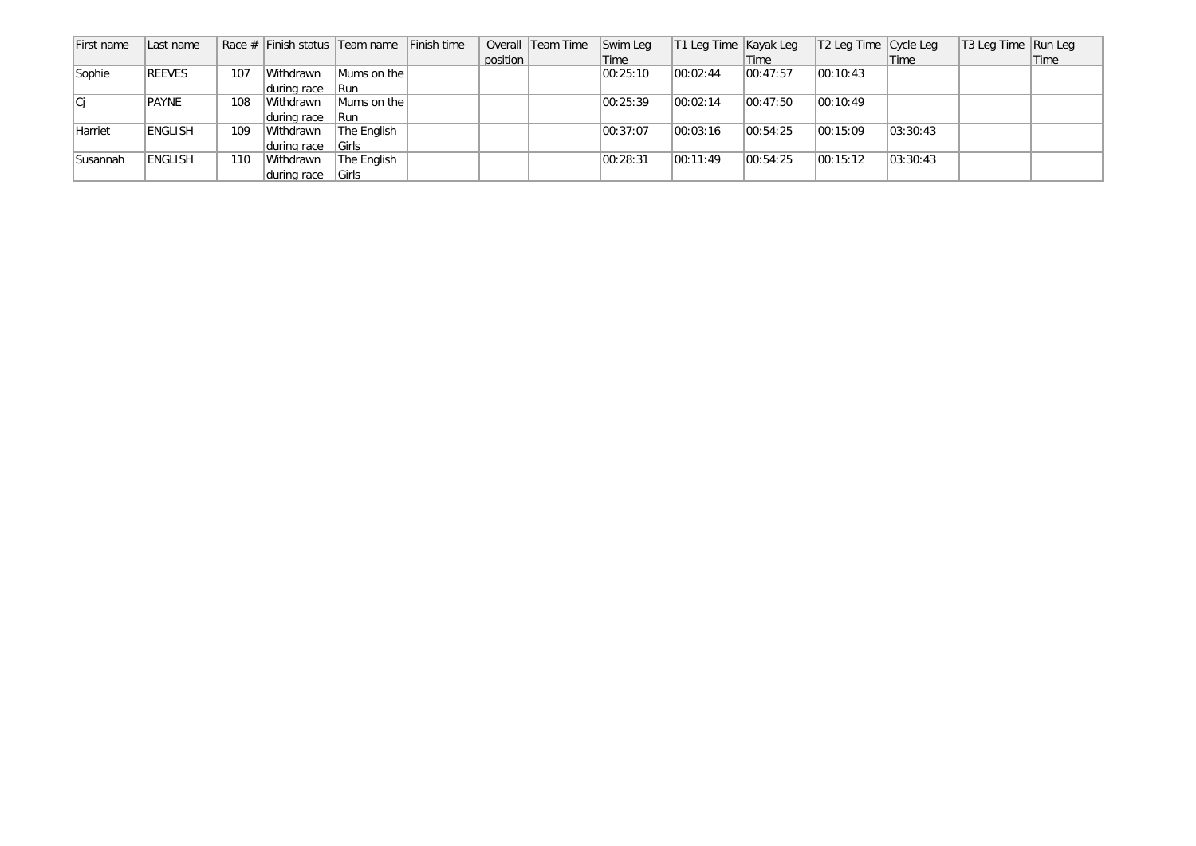| First name | Last name | Race # | Finish status | Team name | Finish time | Overall position | Team Time | Swim Leg Time | T1 Leg Time | Kayak Leg Time | T2 Leg Time | Cycle Leg Time | T3 Leg Time | Run Leg Time |
|---|---|---|---|---|---|---|---|---|---|---|---|---|---|---|
| Sophie | REEVES | 107 | Withdrawn during race | Mums on the Run | | | | 00:25:10 | 00:02:44 | 00:47:57 | 00:10:43 | | | |
| Cj | PAYNE | 108 | Withdrawn during race | Mums on the Run | | | | 00:25:39 | 00:02:14 | 00:47:50 | 00:10:49 | | | |
| Harriet | ENGLISH | 109 | Withdrawn during race | The English Girls | | | | 00:37:07 | 00:03:16 | 00:54:25 | 00:15:09 | 03:30:43 | | |
| Susannah | ENGLISH | 110 | Withdrawn during race | The English Girls | | | | 00:28:31 | 00:11:49 | 00:54:25 | 00:15:12 | 03:30:43 | | |